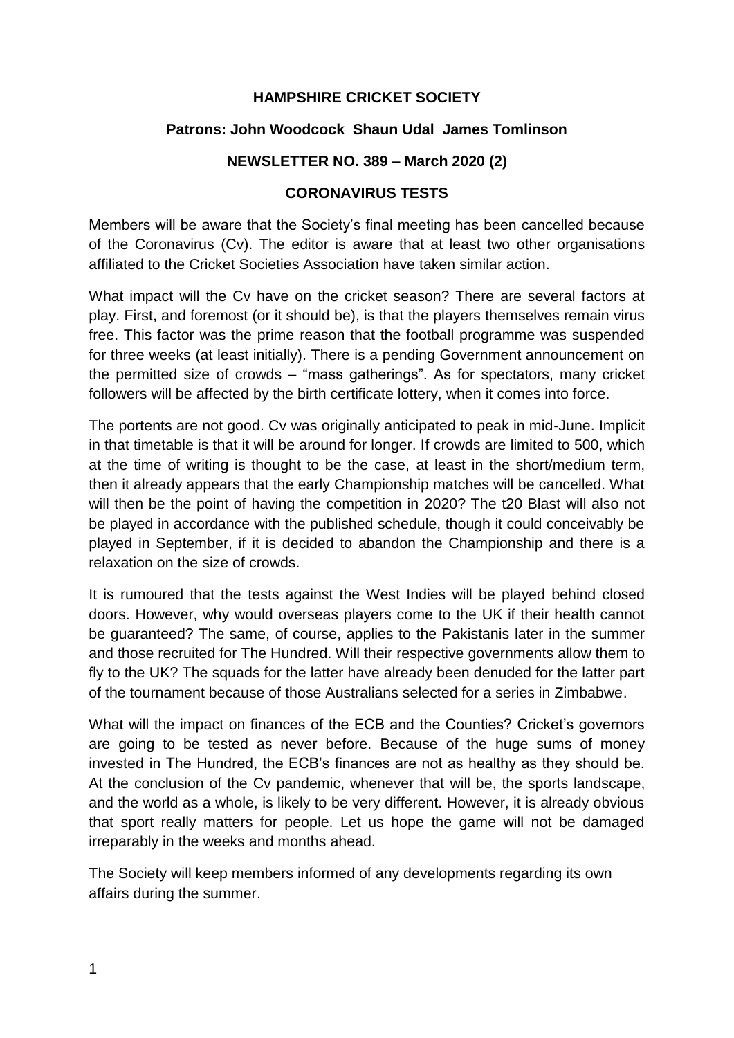# HAMPSHIRE CRICKET SOCIETY

**Patrons: John Woodcock Shaun Udal James Tomlinson**

**NEWSLETTER NO. 389 – March 2020 (2)**

## CORONAVIRUS TESTS

Members will be aware that the Society's final meeting has been cancelled because of the Coronavirus (Cv). The editor is aware that at least two other organisations affiliated to the Cricket Societies Association have taken similar action.

What impact will the Cv have on the cricket season? There are several factors at play. First, and foremost (or it should be), is that the players themselves remain virus free. This factor was the prime reason that the football programme was suspended for three weeks (at least initially). There is a pending Government announcement on the permitted size of crowds – "mass gatherings". As for spectators, many cricket followers will be affected by the birth certificate lottery, when it comes into force.

The portents are not good. Cv was originally anticipated to peak in mid-June. Implicit in that timetable is that it will be around for longer. If crowds are limited to 500, which at the time of writing is thought to be the case, at least in the short/medium term, then it already appears that the early Championship matches will be cancelled. What will then be the point of having the competition in 2020? The t20 Blast will also not be played in accordance with the published schedule, though it could conceivably be played in September, if it is decided to abandon the Championship and there is a relaxation on the size of crowds.

It is rumoured that the tests against the West Indies will be played behind closed doors. However, why would overseas players come to the UK if their health cannot be guaranteed? The same, of course, applies to the Pakistanis later in the summer and those recruited for The Hundred. Will their respective governments allow them to fly to the UK? The squads for the latter have already been denuded for the latter part of the tournament because of those Australians selected for a series in Zimbabwe.

What will the impact on finances of the ECB and the Counties? Cricket's governors are going to be tested as never before. Because of the huge sums of money invested in The Hundred, the ECB's finances are not as healthy as they should be. At the conclusion of the Cv pandemic, whenever that will be, the sports landscape, and the world as a whole, is likely to be very different. However, it is already obvious that sport really matters for people. Let us hope the game will not be damaged irreparably in the weeks and months ahead.

The Society will keep members informed of any developments regarding its own affairs during the summer.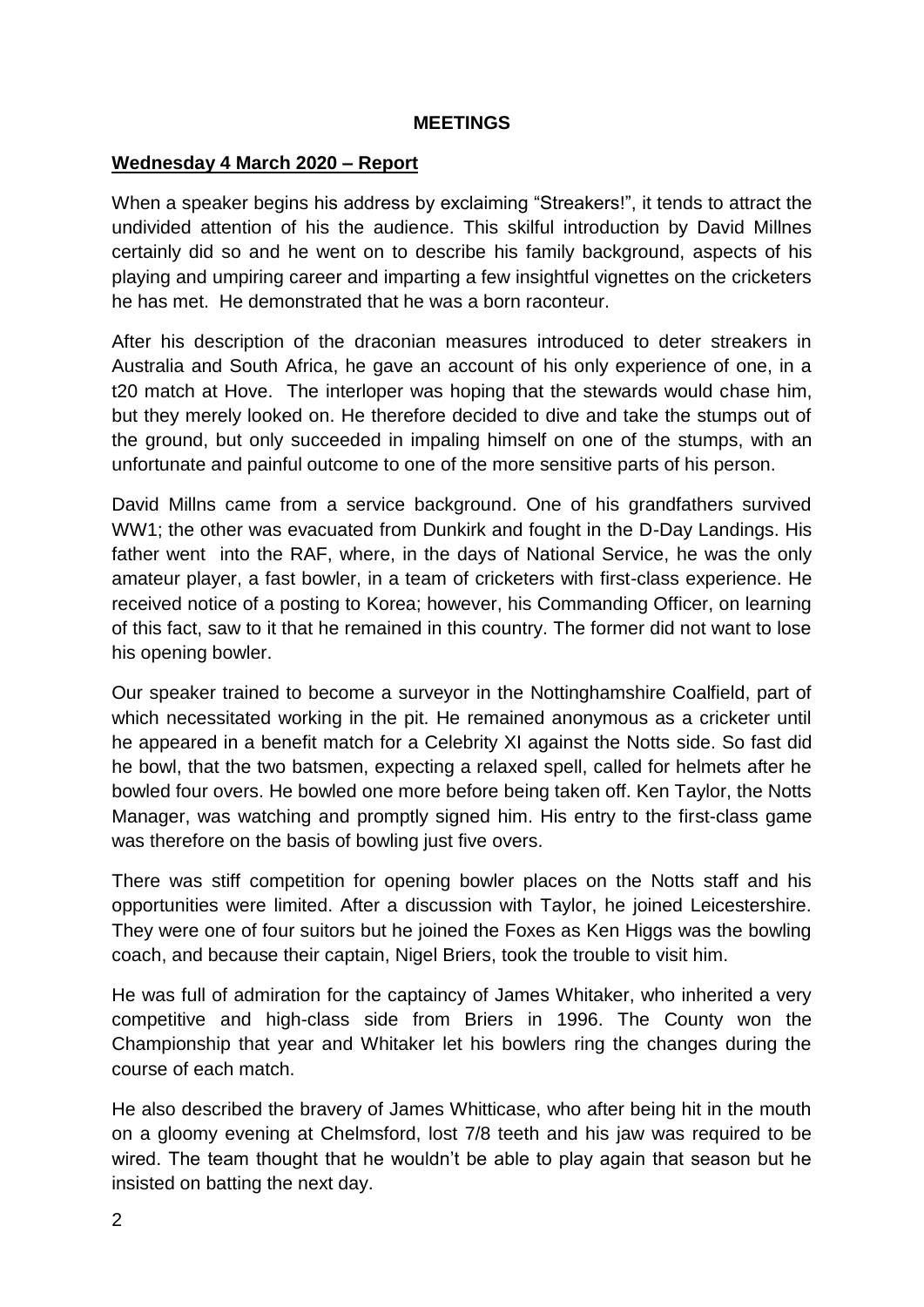**MEETINGS**

**Wednesday 4 March 2020 – Report**

When a speaker begins his address by exclaiming "Streakers!", it tends to attract the undivided attention of his the audience. This skilful introduction by David Millnes certainly did so and he went on to describe his family background, aspects of his playing and umpiring career and imparting a few insightful vignettes on the cricketers he has met. He demonstrated that he was a born raconteur.

After his description of the draconian measures introduced to deter streakers in Australia and South Africa, he gave an account of his only experience of one, in a t20 match at Hove. The interloper was hoping that the stewards would chase him, but they merely looked on. He therefore decided to dive and take the stumps out of the ground, but only succeeded in impaling himself on one of the stumps, with an unfortunate and painful outcome to one of the more sensitive parts of his person.

David Millns came from a service background. One of his grandfathers survived WW1; the other was evacuated from Dunkirk and fought in the D-Day Landings. His father went into the RAF, where, in the days of National Service, he was the only amateur player, a fast bowler, in a team of cricketers with first-class experience. He received notice of a posting to Korea; however, his Commanding Officer, on learning of this fact, saw to it that he remained in this country. The former did not want to lose his opening bowler.

Our speaker trained to become a surveyor in the Nottinghamshire Coalfield, part of which necessitated working in the pit. He remained anonymous as a cricketer until he appeared in a benefit match for a Celebrity XI against the Notts side. So fast did he bowl, that the two batsmen, expecting a relaxed spell, called for helmets after he bowled four overs. He bowled one more before being taken off. Ken Taylor, the Notts Manager, was watching and promptly signed him. His entry to the first-class game was therefore on the basis of bowling just five overs.

There was stiff competition for opening bowler places on the Notts staff and his opportunities were limited. After a discussion with Taylor, he joined Leicestershire. They were one of four suitors but he joined the Foxes as Ken Higgs was the bowling coach, and because their captain, Nigel Briers, took the trouble to visit him.

He was full of admiration for the captaincy of James Whitaker, who inherited a very competitive and high-class side from Briers in 1996. The County won the Championship that year and Whitaker let his bowlers ring the changes during the course of each match.

He also described the bravery of James Whitticase, who after being hit in the mouth on a gloomy evening at Chelmsford, lost 7/8 teeth and his jaw was required to be wired. The team thought that he wouldn't be able to play again that season but he insisted on batting the next day.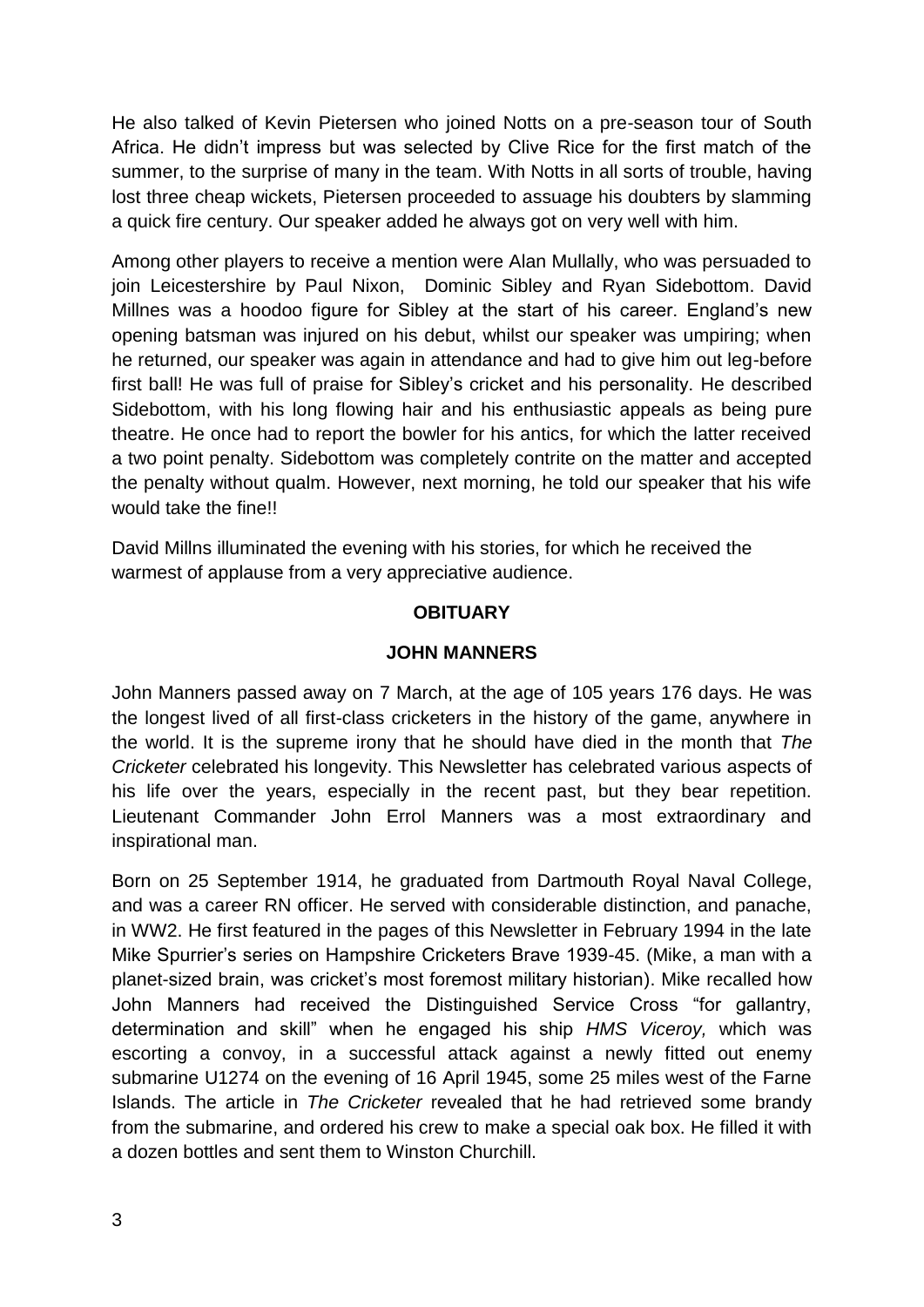He also talked of Kevin Pietersen who joined Notts on a pre-season tour of South Africa. He didn't impress but was selected by Clive Rice for the first match of the summer, to the surprise of many in the team. With Notts in all sorts of trouble, having lost three cheap wickets, Pietersen proceeded to assuage his doubters by slamming a quick fire century. Our speaker added he always got on very well with him.

Among other players to receive a mention were Alan Mullally, who was persuaded to join Leicestershire by Paul Nixon, Dominic Sibley and Ryan Sidebottom. David Millnes was a hoodoo figure for Sibley at the start of his career. England's new opening batsman was injured on his debut, whilst our speaker was umpiring; when he returned, our speaker was again in attendance and had to give him out leg-before first ball! He was full of praise for Sibley's cricket and his personality. He described Sidebottom, with his long flowing hair and his enthusiastic appeals as being pure theatre. He once had to report the bowler for his antics, for which the latter received a two point penalty. Sidebottom was completely contrite on the matter and accepted the penalty without qualm. However, next morning, he told our speaker that his wife would take the fine!!

David Millns illuminated the evening with his stories, for which he received the warmest of applause from a very appreciative audience.

## OBITUARY

### JOHN MANNERS

John Manners passed away on 7 March, at the age of 105 years 176 days. He was the longest lived of all first-class cricketers in the history of the game, anywhere in the world. It is the supreme irony that he should have died in the month that *The Cricketer* celebrated his longevity. This Newsletter has celebrated various aspects of his life over the years, especially in the recent past, but they bear repetition. Lieutenant Commander John Errol Manners was a most extraordinary and inspirational man.

Born on 25 September 1914, he graduated from Dartmouth Royal Naval College, and was a career RN officer. He served with considerable distinction, and panache, in WW2. He first featured in the pages of this Newsletter in February 1994 in the late Mike Spurrier's series on Hampshire Cricketers Brave 1939-45. (Mike, a man with a planet-sized brain, was cricket's most foremost military historian). Mike recalled how John Manners had received the Distinguished Service Cross "for gallantry, determination and skill" when he engaged his ship *HMS Viceroy,* which was escorting a convoy, in a successful attack against a newly fitted out enemy submarine U1274 on the evening of 16 April 1945, some 25 miles west of the Farne Islands. The article in *The Cricketer* revealed that he had retrieved some brandy from the submarine, and ordered his crew to make a special oak box. He filled it with a dozen bottles and sent them to Winston Churchill.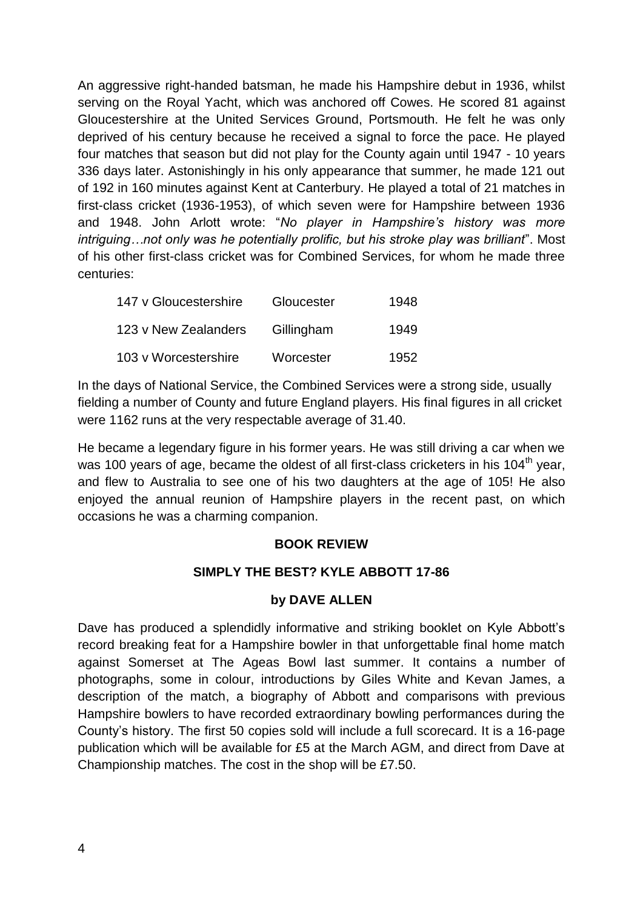An aggressive right-handed batsman, he made his Hampshire debut in 1936, whilst serving on the Royal Yacht, which was anchored off Cowes. He scored 81 against Gloucestershire at the United Services Ground, Portsmouth. He felt he was only deprived of his century because he received a signal to force the pace. He played four matches that season but did not play for the County again until 1947 - 10 years 336 days later. Astonishingly in his only appearance that summer, he made 121 out of 192 in 160 minutes against Kent at Canterbury. He played a total of 21 matches in first-class cricket (1936-1953), of which seven were for Hampshire between 1936 and 1948. John Arlott wrote: "*No player in Hampshire's history was more intriguing…not only was he potentially prolific, but his stroke play was brilliant*". Most of his other first-class cricket was for Combined Services, for whom he made three centuries:

| | | |
|---|---|---|
| 147 v Gloucestershire | Gloucester | 1948 |
| 123 v New Zealanders | Gillingham | 1949 |
| 103 v Worcestershire | Worcester | 1952 |

In the days of National Service, the Combined Services were a strong side, usually fielding a number of County and future England players. His final figures in all cricket were 1162 runs at the very respectable average of 31.40.

He became a legendary figure in his former years. He was still driving a car when we was 100 years of age, became the oldest of all first-class cricketers in his 104th year, and flew to Australia to see one of his two daughters at the age of 105! He also enjoyed the annual reunion of Hampshire players in the recent past, on which occasions he was a charming companion.

## BOOK REVIEW

### SIMPLY THE BEST? KYLE ABBOTT 17-86

**by DAVE ALLEN**

Dave has produced a splendidly informative and striking booklet on Kyle Abbott's record breaking feat for a Hampshire bowler in that unforgettable final home match against Somerset at The Ageas Bowl last summer. It contains a number of photographs, some in colour, introductions by Giles White and Kevan James, a description of the match, a biography of Abbott and comparisons with previous Hampshire bowlers to have recorded extraordinary bowling performances during the County's history. The first 50 copies sold will include a full scorecard. It is a 16-page publication which will be available for £5 at the March AGM, and direct from Dave at Championship matches. The cost in the shop will be £7.50.